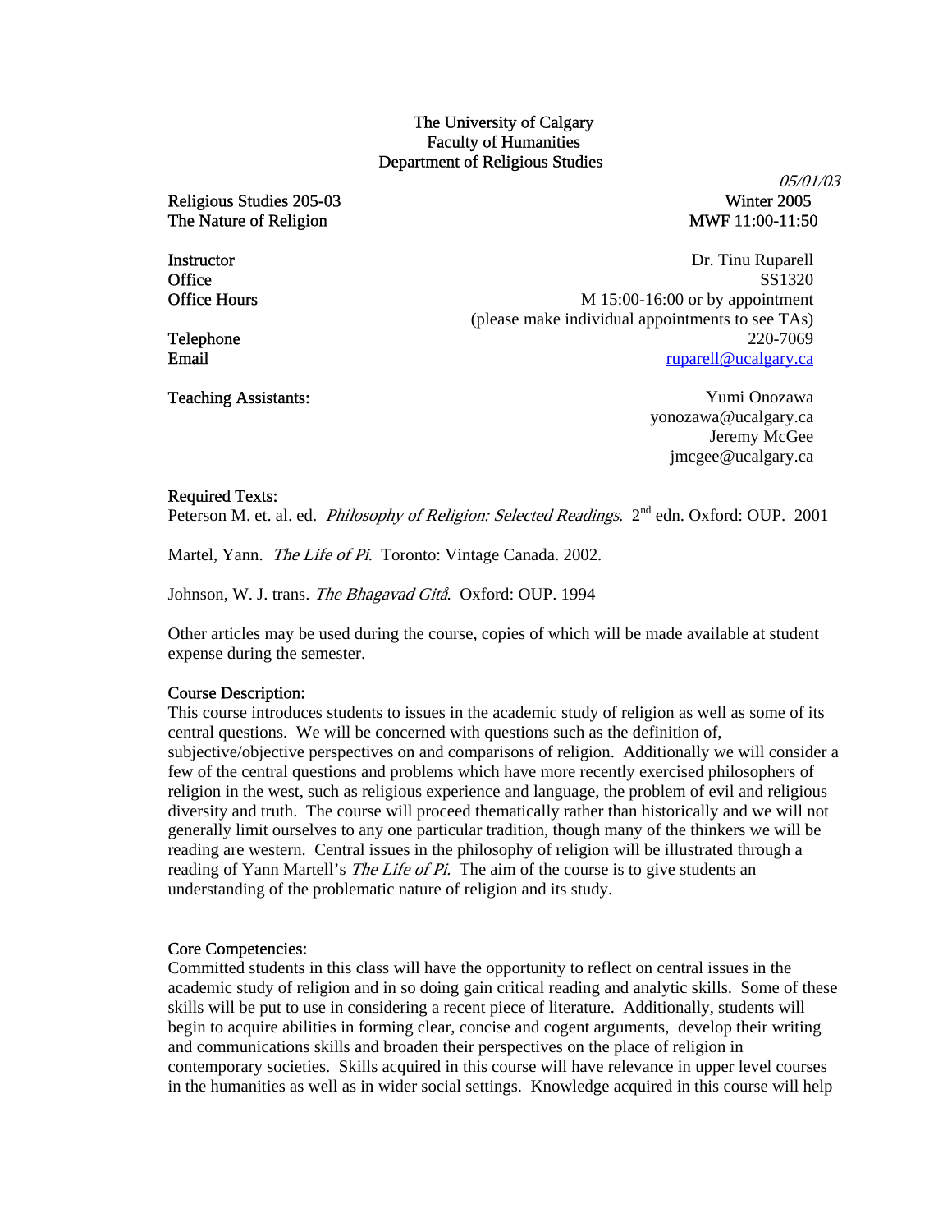The University of Calgary
Faculty of Humanities
Department of Religious Studies

*05/01/03*

Religious Studies 205-03 — Winter 2005
The Nature of Religion — MWF 11:00-11:50

| | |
|---|---|
| Instructor | Dr. Tinu Ruparell |
| Office | SS1320 |
| Office Hours | M 15:00-16:00 or by appointment (please make individual appointments to see TAs) |
| Telephone | 220-7069 |
| Email | ruparell@ucalgary.ca |

Teaching Assistants:
Yumi Onozawa
yonozawa@ucalgary.ca
Jeremy McGee
jmcgee@ucalgary.ca

## Required Texts:

Peterson M. et. al. ed. *Philosophy of Religion: Selected Readings*. 2nd edn. Oxford: OUP. 2001

Martel, Yann. *The Life of Pi.* Toronto: Vintage Canada. 2002.

Johnson, W. J. trans. *The Bhagavad Gitå*. Oxford: OUP. 1994

Other articles may be used during the course, copies of which will be made available at student expense during the semester.

## Course Description:

This course introduces students to issues in the academic study of religion as well as some of its central questions. We will be concerned with questions such as the definition of, subjective/objective perspectives on and comparisons of religion. Additionally we will consider a few of the central questions and problems which have more recently exercised philosophers of religion in the west, such as religious experience and language, the problem of evil and religious diversity and truth. The course will proceed thematically rather than historically and we will not generally limit ourselves to any one particular tradition, though many of the thinkers we will be reading are western. Central issues in the philosophy of religion will be illustrated through a reading of Yann Martell's *The Life of Pi.* The aim of the course is to give students an understanding of the problematic nature of religion and its study.

## Core Competencies:

Committed students in this class will have the opportunity to reflect on central issues in the academic study of religion and in so doing gain critical reading and analytic skills. Some of these skills will be put to use in considering a recent piece of literature. Additionally, students will begin to acquire abilities in forming clear, concise and cogent arguments, develop their writing and communications skills and broaden their perspectives on the place of religion in contemporary societies. Skills acquired in this course will have relevance in upper level courses in the humanities as well as in wider social settings. Knowledge acquired in this course will help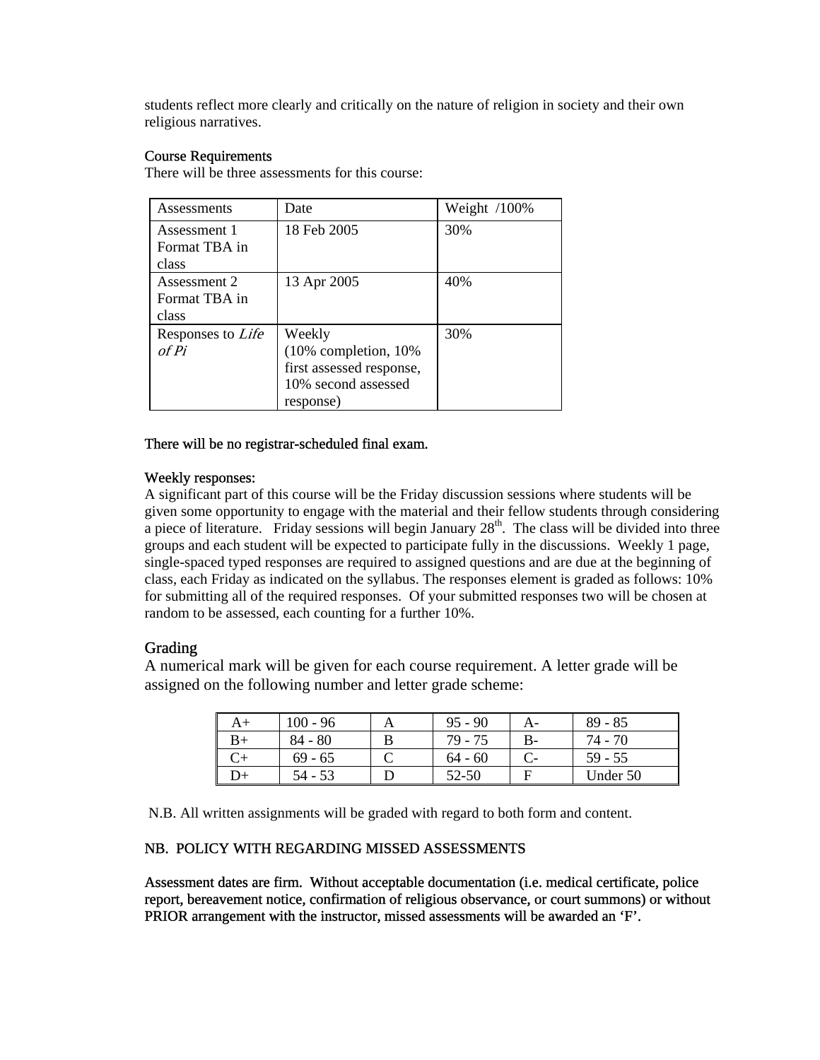students reflect more clearly and critically on the nature of religion in society and their own religious narratives.

Course Requirements

There will be three assessments for this course:

| Assessments | Date | Weight /100% |
|---|---|---|
| Assessment 1 Format TBA in class | 18 Feb 2005 | 30% |
| Assessment 2 Format TBA in class | 13 Apr 2005 | 40% |
| Responses to *Life of Pi* | Weekly (10% completion, 10% first assessed response, 10% second assessed response) | 30% |

There will be no registrar-scheduled final exam.

Weekly responses:

A significant part of this course will be the Friday discussion sessions where students will be given some opportunity to engage with the material and their fellow students through considering a piece of literature. Friday sessions will begin January 28th. The class will be divided into three groups and each student will be expected to participate fully in the discussions. Weekly 1 page, single-spaced typed responses are required to assigned questions and are due at the beginning of class, each Friday as indicated on the syllabus. The responses element is graded as follows: 10% for submitting all of the required responses. Of your submitted responses two will be chosen at random to be assessed, each counting for a further 10%.

## Grading

A numerical mark will be given for each course requirement. A letter grade will be assigned on the following number and letter grade scheme:

| | | | | | |
|---|---|---|---|---|---|
| A+ | 100 - 96 | A | 95 - 90 | A- | 89 - 85 |
| B+ | 84 - 80 | B | 79 - 75 | B- | 74 - 70 |
| C+ | 69 - 65 | C | 64 - 60 | C- | 59 - 55 |
| D+ | 54 - 53 | D | 52-50 | F | Under 50 |

N.B. All written assignments will be graded with regard to both form and content.

NB. POLICY WITH REGARDING MISSED ASSESSMENTS

Assessment dates are firm. Without acceptable documentation (i.e. medical certificate, police report, bereavement notice, confirmation of religious observance, or court summons) or without PRIOR arrangement with the instructor, missed assessments will be awarded an 'F'.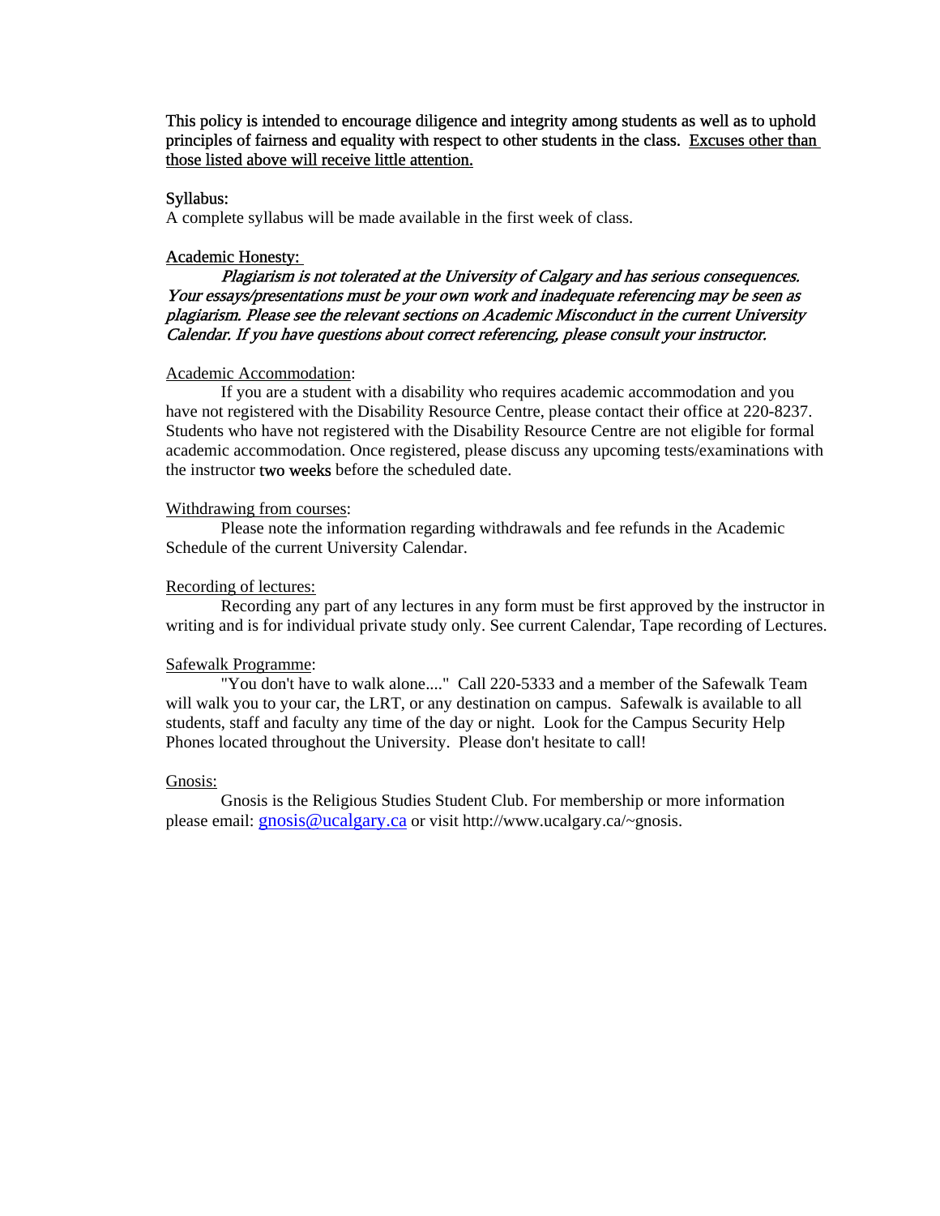This policy is intended to encourage diligence and integrity among students as well as to uphold principles of fairness and equality with respect to other students in the class. <u>Excuses other than those listed above will receive little attention.</u>

Syllabus:
A complete syllabus will be made available in the first week of class.

<u>Academic Honesty:</u>

*Plagiarism is not tolerated at the University of Calgary and has serious consequences. Your essays/presentations must be your own work and inadequate referencing may be seen as plagiarism. Please see the relevant sections on Academic Misconduct in the current University Calendar. If you have questions about correct referencing, please consult your instructor.*

<u>Academic Accommodation</u>:

If you are a student with a disability who requires academic accommodation and you have not registered with the Disability Resource Centre, please contact their office at 220-8237. Students who have not registered with the Disability Resource Centre are not eligible for formal academic accommodation. Once registered, please discuss any upcoming tests/examinations with the instructor two weeks before the scheduled date.

<u>Withdrawing from courses</u>:

Please note the information regarding withdrawals and fee refunds in the Academic Schedule of the current University Calendar.

<u>Recording of lectures:</u>

Recording any part of any lectures in any form must be first approved by the instructor in writing and is for individual private study only. See current Calendar, Tape recording of Lectures.

<u>Safewalk Programme</u>:

"You don't have to walk alone...." Call 220-5333 and a member of the Safewalk Team will walk you to your car, the LRT, or any destination on campus. Safewalk is available to all students, staff and faculty any time of the day or night. Look for the Campus Security Help Phones located throughout the University. Please don't hesitate to call!

<u>Gnosis:</u>

Gnosis is the Religious Studies Student Club. For membership or more information please email: gnosis@ucalgary.ca or visit http://www.ucalgary.ca/~gnosis.